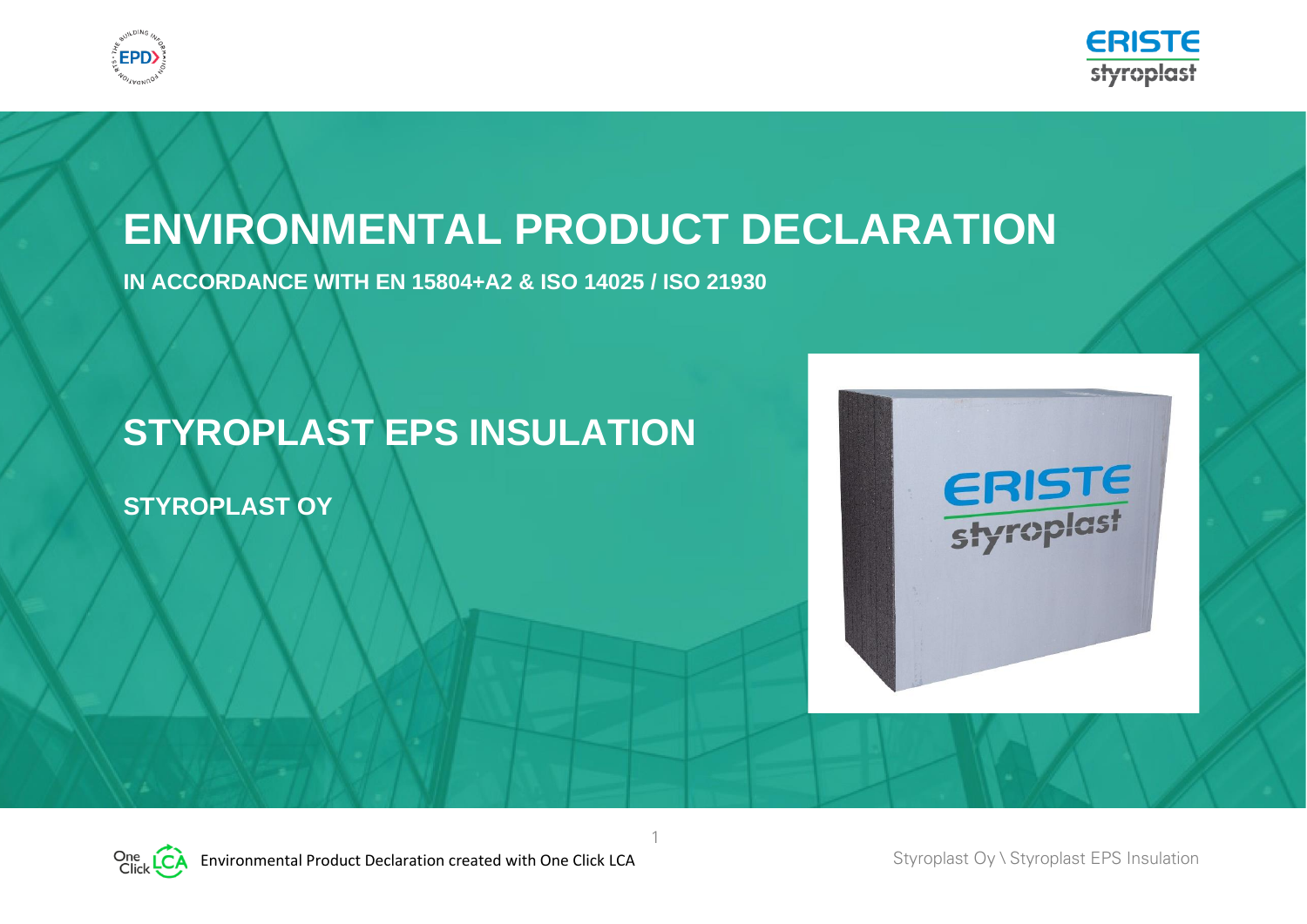# ENVIRONMENTAL PRODUCT DECLARATION

**IN ACCORDANCE WITH EN 15804+A2 & ISO 14025 / ISO 21930**

## STYROPLAST EPS INSULATION

**STYROPLAST OY**

Environmental Product Declaration created with One Click LCA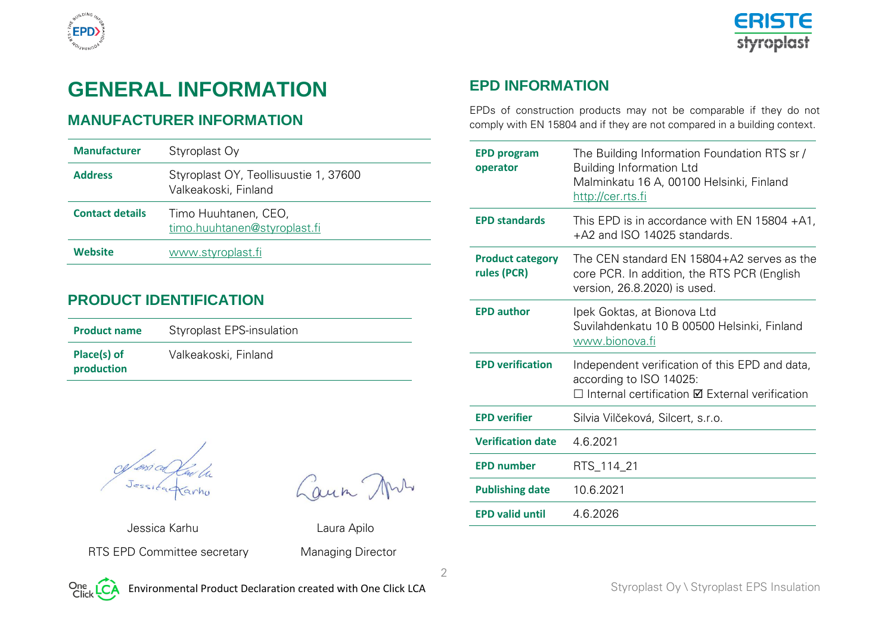# GENERAL INFORMATION

## MANUFACTURER INFORMATION

| | |
|---|---|
| **Manufacturer** | Styroplast Oy |
| **Address** | Styroplast OY, Teollisuustie 1, 37600 Valkeakoski, Finland |
| **Contact details** | Timo Huuhtanen, CEO, timo.huuhtanen@styroplast.fi |
| **Website** | www.styroplast.fi |

## PRODUCT IDENTIFICATION

| | |
|---|---|
| **Product name** | Styroplast EPS-insulation |
| **Place(s) of production** | Valkeakoski, Finland |

Jessica Karhu
RTS EPD Committee secretary

Laura Apilo
Managing Director

## EPD INFORMATION

EPDs of construction products may not be comparable if they do not comply with EN 15804 and if they are not compared in a building context.

| | |
|---|---|
| **EPD program operator** | The Building Information Foundation RTS sr / Building Information Ltd<br>Malminkatu 16 A, 00100 Helsinki, Finland<br>http://cer.rts.fi |
| **EPD standards** | This EPD is in accordance with EN 15804 +A1, +A2 and ISO 14025 standards. |
| **Product category rules (PCR)** | The CEN standard EN 15804+A2 serves as the core PCR. In addition, the RTS PCR (English version, 26.8.2020) is used. |
| **EPD author** | Ipek Goktas, at Bionova Ltd<br>Suvilahdenkatu 10 B 00500 Helsinki, Finland<br>www.bionova.fi |
| **EPD verification** | Independent verification of this EPD and data, according to ISO 14025:<br>☐ Internal certification ☑ External verification |
| **EPD verifier** | Silvia Vilčeková, Silcert, s.r.o. |
| **Verification date** | 4.6.2021 |
| **EPD number** | RTS_114_21 |
| **Publishing date** | 10.6.2021 |
| **EPD valid until** | 4.6.2026 |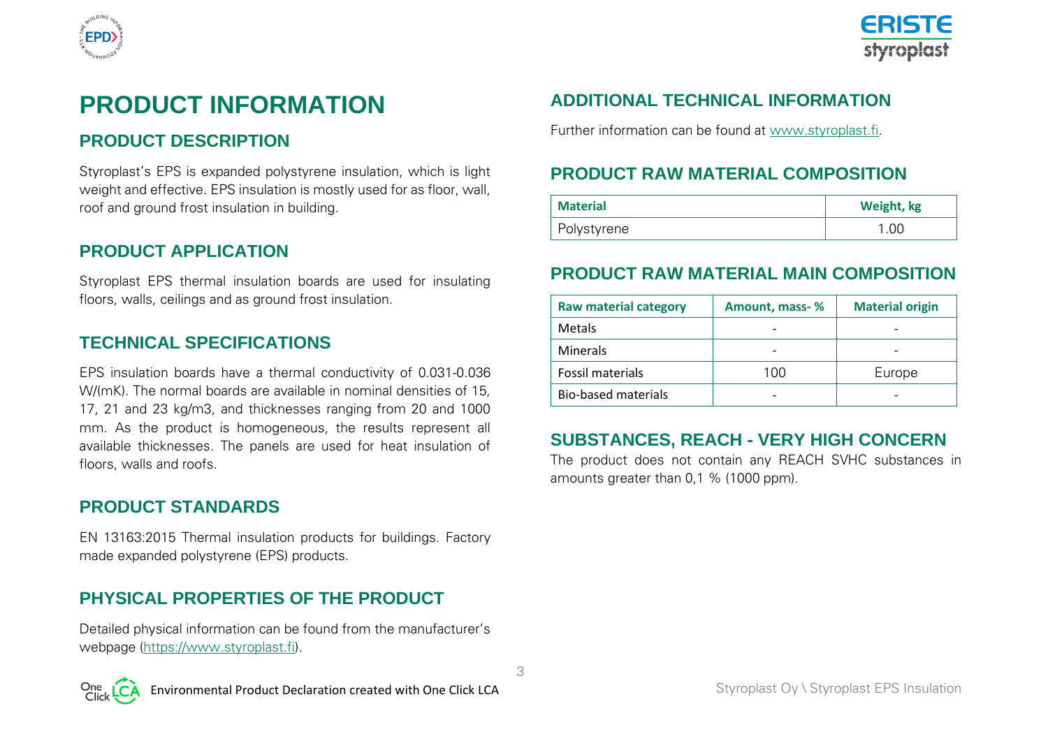# PRODUCT INFORMATION

## PRODUCT DESCRIPTION

Styroplast's EPS is expanded polystyrene insulation, which is light weight and effective. EPS insulation is mostly used for as floor, wall, roof and ground frost insulation in building.

## PRODUCT APPLICATION

Styroplast EPS thermal insulation boards are used for insulating floors, walls, ceilings and as ground frost insulation.

## TECHNICAL SPECIFICATIONS

EPS insulation boards have a thermal conductivity of 0.031-0.036 W/(mK). The normal boards are available in nominal densities of 15, 17, 21 and 23 kg/m3, and thicknesses ranging from 20 and 1000 mm. As the product is homogeneous, the results represent all available thicknesses. The panels are used for heat insulation of floors, walls and roofs.

## PRODUCT STANDARDS

EN 13163:2015 Thermal insulation products for buildings. Factory made expanded polystyrene (EPS) products.

## PHYSICAL PROPERTIES OF THE PRODUCT

Detailed physical information can be found from the manufacturer's webpage (https://www.styroplast.fi).

## ADDITIONAL TECHNICAL INFORMATION

Further information can be found at www.styroplast.fi.

## PRODUCT RAW MATERIAL COMPOSITION

| Material | Weight, kg |
|---|---|
| Polystyrene | 1.00 |

## PRODUCT RAW MATERIAL MAIN COMPOSITION

| Raw material category | Amount, mass- % | Material origin |
|---|---|---|
| Metals | - | - |
| Minerals | - | - |
| Fossil materials | 100 | Europe |
| Bio-based materials | - | - |

## SUBSTANCES, REACH - VERY HIGH CONCERN

The product does not contain any REACH SVHC substances in amounts greater than 0,1 % (1000 ppm).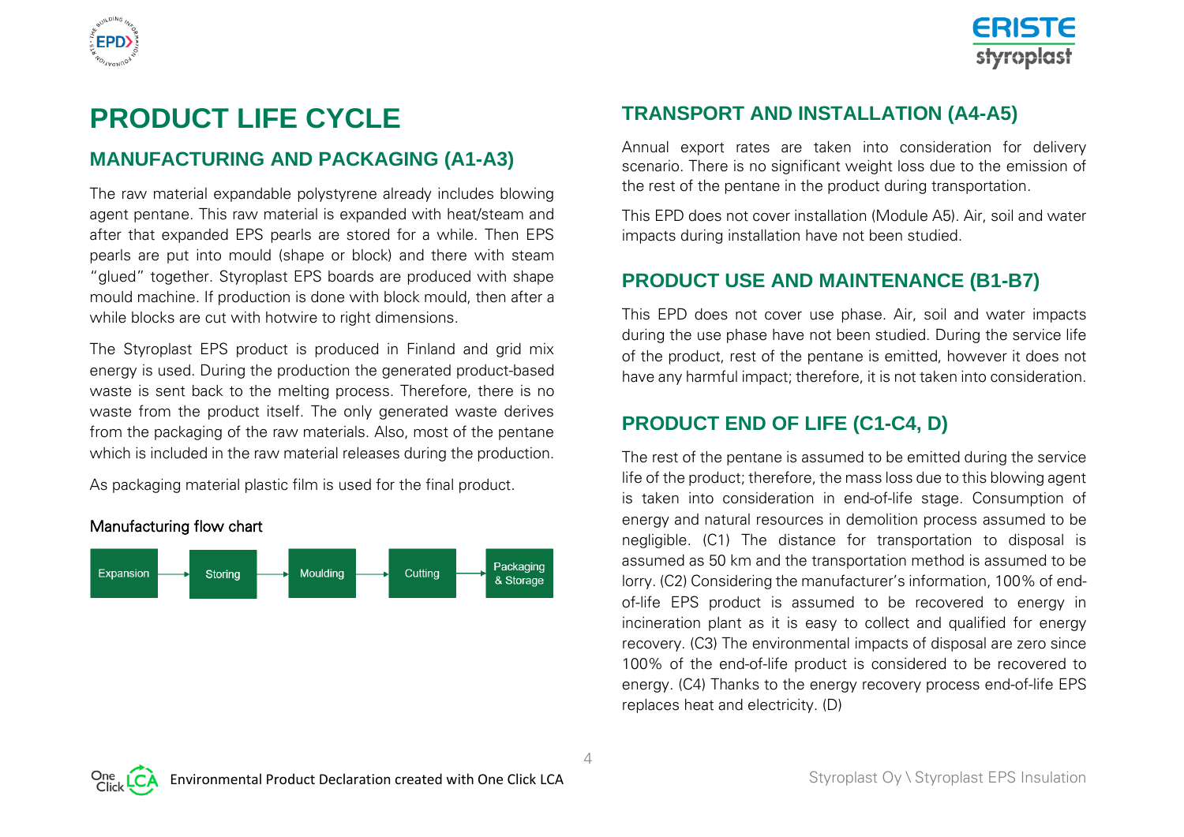# PRODUCT LIFE CYCLE

## MANUFACTURING AND PACKAGING (A1-A3)

The raw material expandable polystyrene already includes blowing agent pentane. This raw material is expanded with heat/steam and after that expanded EPS pearls are stored for a while. Then EPS pearls are put into mould (shape or block) and there with steam "glued" together. Styroplast EPS boards are produced with shape mould machine. If production is done with block mould, then after a while blocks are cut with hotwire to right dimensions.

The Styroplast EPS product is produced in Finland and grid mix energy is used. During the production the generated product-based waste is sent back to the melting process. Therefore, there is no waste from the product itself. The only generated waste derives from the packaging of the raw materials. Also, most of the pentane which is included in the raw material releases during the production.

As packaging material plastic film is used for the final product.

Manufacturing flow chart

Expansion → Storing → Moulding → Cutting → Packaging & Storage

## TRANSPORT AND INSTALLATION (A4-A5)

Annual export rates are taken into consideration for delivery scenario. There is no significant weight loss due to the emission of the rest of the pentane in the product during transportation.

This EPD does not cover installation (Module A5). Air, soil and water impacts during installation have not been studied.

## PRODUCT USE AND MAINTENANCE (B1-B7)

This EPD does not cover use phase. Air, soil and water impacts during the use phase have not been studied. During the service life of the product, rest of the pentane is emitted, however it does not have any harmful impact; therefore, it is not taken into consideration.

## PRODUCT END OF LIFE (C1-C4, D)

The rest of the pentane is assumed to be emitted during the service life of the product; therefore, the mass loss due to this blowing agent is taken into consideration in end-of-life stage. Consumption of energy and natural resources in demolition process assumed to be negligible. (C1) The distance for transportation to disposal is assumed as 50 km and the transportation method is assumed to be lorry. (C2) Considering the manufacturer's information, 100% of end-of-life EPS product is assumed to be recovered to energy in incineration plant as it is easy to collect and qualified for energy recovery. (C3) The environmental impacts of disposal are zero since 100% of the end-of-life product is considered to be recovered to energy. (C4) Thanks to the energy recovery process end-of-life EPS replaces heat and electricity. (D)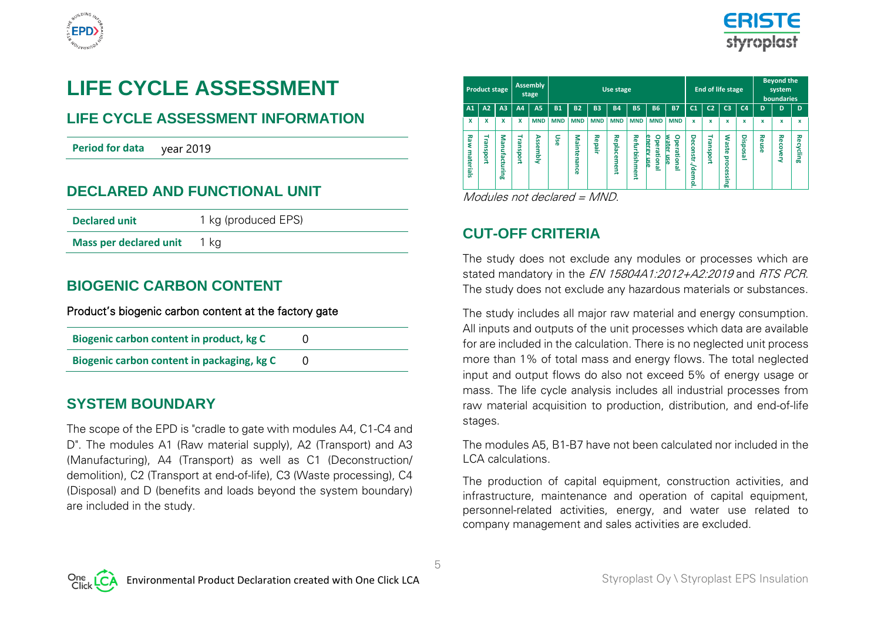# LIFE CYCLE ASSESSMENT

## LIFE CYCLE ASSESSMENT INFORMATION

| Period for data | year 2019 |
|---|---|

## DECLARED AND FUNCTIONAL UNIT

| Declared unit | 1 kg (produced EPS) |
|---|---|
| Mass per declared unit | 1 kg |

## BIOGENIC CARBON CONTENT

Product's biogenic carbon content at the factory gate

| Biogenic carbon content in product, kg C | 0 |
|---|---|
| Biogenic carbon content in packaging, kg C | 0 |

## SYSTEM BOUNDARY

The scope of the EPD is "cradle to gate with modules A4, C1-C4 and D". The modules A1 (Raw material supply), A2 (Transport) and A3 (Manufacturing), A4 (Transport) as well as C1 (Deconstruction/ demolition), C2 (Transport at end-of-life), C3 (Waste processing), C4 (Disposal) and D (benefits and loads beyond the system boundary) are included in the study.

| Product stage | | | Assembly stage | | Use stage | | | | | | | End of life stage | | | | Beyond the system boundaries | | |
|---|---|---|---|---|---|---|---|---|---|---|---|---|---|---|---|---|---|---|
| A1 | A2 | A3 | A4 | A5 | B1 | B2 | B3 | B4 | B5 | B6 | B7 | C1 | C2 | C3 | C4 | D | D | D |
| x | x | x | x | MND | MND | MND | MND | MND | MND | MND | MND | x | x | x | x | x | x | x |
| Raw materials | Transport | Manufacturing | Transport | Assembly | Use | Maintenance | Repair | Replacement | Refurbishment | Operational energy use | Operational water use | Deconstr./demol. | Transport | Waste processing | Disposal | Reuse | Recovery | Recycling |

*Modules not declared = MND.*

## CUT-OFF CRITERIA

The study does not exclude any modules or processes which are stated mandatory in the *EN 15804A1:2012+A2:2019* and *RTS PCR*. The study does not exclude any hazardous materials or substances.

The study includes all major raw material and energy consumption. All inputs and outputs of the unit processes which data are available for are included in the calculation. There is no neglected unit process more than 1% of total mass and energy flows. The total neglected input and output flows do also not exceed 5% of energy usage or mass. The life cycle analysis includes all industrial processes from raw material acquisition to production, distribution, and end-of-life stages.

The modules A5, B1-B7 have not been calculated nor included in the LCA calculations.

The production of capital equipment, construction activities, and infrastructure, maintenance and operation of capital equipment, personnel-related activities, energy, and water use related to company management and sales activities are excluded.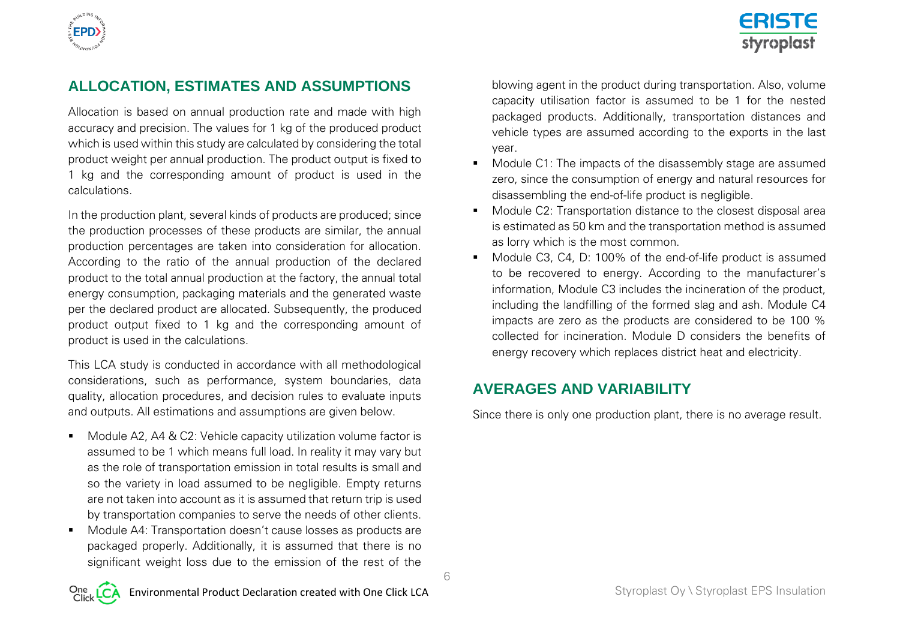## ALLOCATION, ESTIMATES AND ASSUMPTIONS

Allocation is based on annual production rate and made with high accuracy and precision. The values for 1 kg of the produced product which is used within this study are calculated by considering the total product weight per annual production. The product output is fixed to 1 kg and the corresponding amount of product is used in the calculations.

In the production plant, several kinds of products are produced; since the production processes of these products are similar, the annual production percentages are taken into consideration for allocation. According to the ratio of the annual production of the declared product to the total annual production at the factory, the annual total energy consumption, packaging materials and the generated waste per the declared product are allocated. Subsequently, the produced product output fixed to 1 kg and the corresponding amount of product is used in the calculations.

This LCA study is conducted in accordance with all methodological considerations, such as performance, system boundaries, data quality, allocation procedures, and decision rules to evaluate inputs and outputs. All estimations and assumptions are given below.

- Module A2, A4 & C2: Vehicle capacity utilization volume factor is assumed to be 1 which means full load. In reality it may vary but as the role of transportation emission in total results is small and so the variety in load assumed to be negligible. Empty returns are not taken into account as it is assumed that return trip is used by transportation companies to serve the needs of other clients.
- Module A4: Transportation doesn't cause losses as products are packaged properly. Additionally, it is assumed that there is no significant weight loss due to the emission of the rest of the blowing agent in the product during transportation. Also, volume capacity utilisation factor is assumed to be 1 for the nested packaged products. Additionally, transportation distances and vehicle types are assumed according to the exports in the last year.
- Module C1: The impacts of the disassembly stage are assumed zero, since the consumption of energy and natural resources for disassembling the end-of-life product is negligible.
- Module C2: Transportation distance to the closest disposal area is estimated as 50 km and the transportation method is assumed as lorry which is the most common.
- Module C3, C4, D: 100% of the end-of-life product is assumed to be recovered to energy. According to the manufacturer's information, Module C3 includes the incineration of the product, including the landfilling of the formed slag and ash. Module C4 impacts are zero as the products are considered to be 100 % collected for incineration. Module D considers the benefits of energy recovery which replaces district heat and electricity.

## AVERAGES AND VARIABILITY

Since there is only one production plant, there is no average result.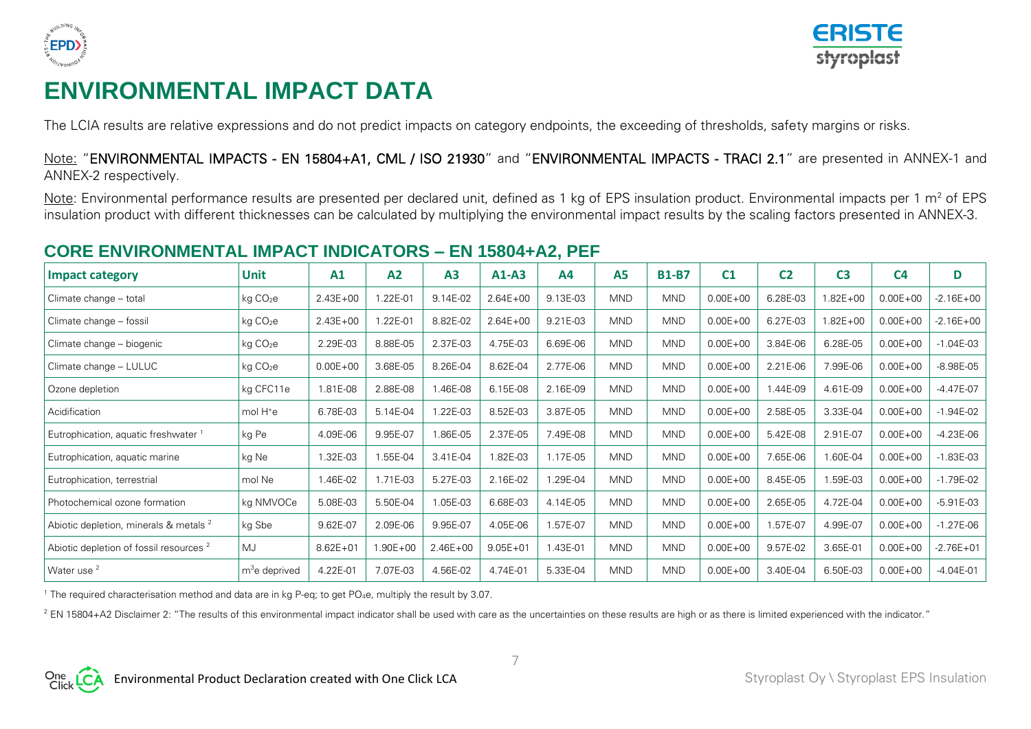# ENVIRONMENTAL IMPACT DATA

The LCIA results are relative expressions and do not predict impacts on category endpoints, the exceeding of thresholds, safety margins or risks.

Note: "ENVIRONMENTAL IMPACTS - EN 15804+A1, CML / ISO 21930" and "ENVIRONMENTAL IMPACTS - TRACI 2.1" are presented in ANNEX-1 and ANNEX-2 respectively.

Note: Environmental performance results are presented per declared unit, defined as 1 kg of EPS insulation product. Environmental impacts per 1 $m^2$ of EPS insulation product with different thicknesses can be calculated by multiplying the environmental impact results by the scaling factors presented in ANNEX-3.

## CORE ENVIRONMENTAL IMPACT INDICATORS – EN 15804+A2, PEF

| Impact category | Unit | A1 | A2 | A3 | A1-A3 | A4 | A5 | B1-B7 | C1 | C2 | C3 | C4 | D |
|---|---|---|---|---|---|---|---|---|---|---|---|---|---|
| Climate change – total | kg $CO_2e$ | 2.43E+00 | 1.22E-01 | 9.14E-02 | 2.64E+00 | 9.13E-03 | MND | MND | 0.00E+00 | 6.28E-03 | 1.82E+00 | 0.00E+00 | -2.16E+00 |
| Climate change – fossil | kg $CO_2e$ | 2.43E+00 | 1.22E-01 | 8.82E-02 | 2.64E+00 | 9.21E-03 | MND | MND | 0.00E+00 | 6.27E-03 | 1.82E+00 | 0.00E+00 | -2.16E+00 |
| Climate change – biogenic | kg $CO_2e$ | 2.29E-03 | 8.88E-05 | 2.37E-03 | 4.75E-03 | 6.69E-06 | MND | MND | 0.00E+00 | 3.84E-06 | 6.28E-05 | 0.00E+00 | -1.04E-03 |
| Climate change – LULUC | kg $CO_2e$ | 0.00E+00 | 3.68E-05 | 8.26E-04 | 8.62E-04 | 2.77E-06 | MND | MND | 0.00E+00 | 2.21E-06 | 7.99E-06 | 0.00E+00 | -8.98E-05 |
| Ozone depletion | kg CFC11e | 1.81E-08 | 2.88E-08 | 1.46E-08 | 6.15E-08 | 2.16E-09 | MND | MND | 0.00E+00 | 1.44E-09 | 4.61E-09 | 0.00E+00 | -4.47E-07 |
| Acidification | mol $H^+e$ | 6.78E-03 | 5.14E-04 | 1.22E-03 | 8.52E-03 | 3.87E-05 | MND | MND | 0.00E+00 | 2.58E-05 | 3.33E-04 | 0.00E+00 | -1.94E-02 |
| Eutrophication, aquatic freshwater [1] | kg Pe | 4.09E-06 | 9.95E-07 | 1.86E-05 | 2.37E-05 | 7.49E-08 | MND | MND | 0.00E+00 | 5.42E-08 | 2.91E-07 | 0.00E+00 | -4.23E-06 |
| Eutrophication, aquatic marine | kg Ne | 1.32E-03 | 1.55E-04 | 3.41E-04 | 1.82E-03 | 1.17E-05 | MND | MND | 0.00E+00 | 7.65E-06 | 1.60E-04 | 0.00E+00 | -1.83E-03 |
| Eutrophication, terrestrial | mol Ne | 1.46E-02 | 1.71E-03 | 5.27E-03 | 2.16E-02 | 1.29E-04 | MND | MND | 0.00E+00 | 8.45E-05 | 1.59E-03 | 0.00E+00 | -1.79E-02 |
| Photochemical ozone formation | kg NMVOCe | 5.08E-03 | 5.50E-04 | 1.05E-03 | 6.68E-03 | 4.14E-05 | MND | MND | 0.00E+00 | 2.65E-05 | 4.72E-04 | 0.00E+00 | -5.91E-03 |
| Abiotic depletion, minerals & metals [2] | kg Sbe | 9.62E-07 | 2.09E-06 | 9.95E-07 | 4.05E-06 | 1.57E-07 | MND | MND | 0.00E+00 | 1.57E-07 | 4.99E-07 | 0.00E+00 | -1.27E-06 |
| Abiotic depletion of fossil resources [2] | MJ | 8.62E+01 | 1.90E+00 | 2.46E+00 | 9.05E+01 | 1.43E-01 | MND | MND | 0.00E+00 | 9.57E-02 | 3.65E-01 | 0.00E+00 | -2.76E+01 |
| Water use [2] | $m^3e$ deprived | 4.22E-01 | 7.07E-03 | 4.56E-02 | 4.74E-01 | 5.33E-04 | MND | MND | 0.00E+00 | 3.40E-04 | 6.50E-03 | 0.00E+00 | -4.04E-01 |

[1] The required characterisation method and data are in kg P-eq; to get $PO_4e$, multiply the result by 3.07.

[2] EN 15804+A2 Disclaimer 2: "The results of this environmental impact indicator shall be used with care as the uncertainties on these results are high or as there is limited experienced with the indicator."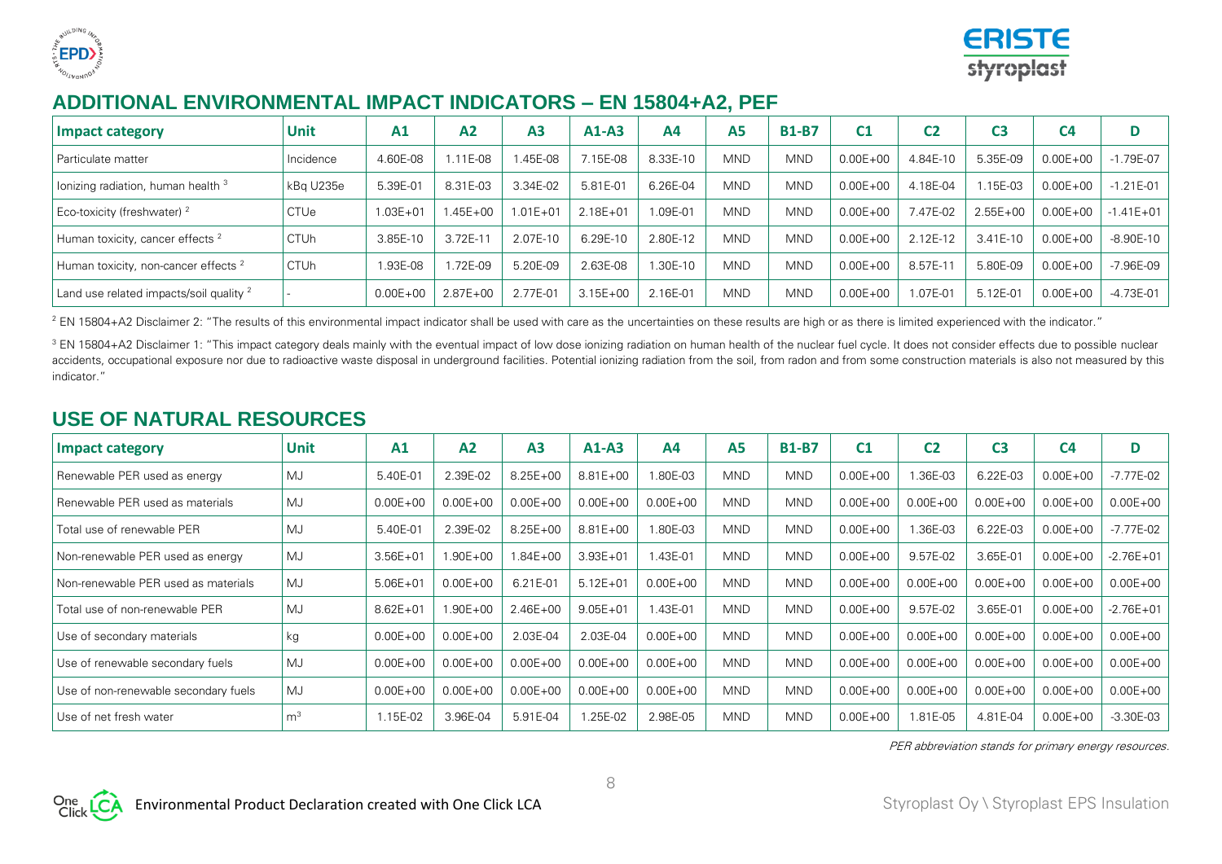## ADDITIONAL ENVIRONMENTAL IMPACT INDICATORS – EN 15804+A2, PEF

| Impact category | Unit | A1 | A2 | A3 | A1-A3 | A4 | A5 | B1-B7 | C1 | C2 | C3 | C4 | D |
|---|---|---|---|---|---|---|---|---|---|---|---|---|---|
| Particulate matter | Incidence | 4.60E-08 | 1.11E-08 | 1.45E-08 | 7.15E-08 | 8.33E-10 | MND | MND | 0.00E+00 | 4.84E-10 | 5.35E-09 | 0.00E+00 | -1.79E-07 |
| Ionizing radiation, human health [3] | kBq U235e | 5.39E-01 | 8.31E-03 | 3.34E-02 | 5.81E-01 | 6.26E-04 | MND | MND | 0.00E+00 | 4.18E-04 | 1.15E-03 | 0.00E+00 | -1.21E-01 |
| Eco-toxicity (freshwater) [2] | CTUe | 1.03E+01 | 1.45E+00 | 1.01E+01 | 2.18E+01 | 1.09E-01 | MND | MND | 0.00E+00 | 7.47E-02 | 2.55E+00 | 0.00E+00 | -1.41E+01 |
| Human toxicity, cancer effects [2] | CTUh | 3.85E-10 | 3.72E-11 | 2.07E-10 | 6.29E-10 | 2.80E-12 | MND | MND | 0.00E+00 | 2.12E-12 | 3.41E-10 | 0.00E+00 | -8.90E-10 |
| Human toxicity, non-cancer effects [2] | CTUh | 1.93E-08 | 1.72E-09 | 5.20E-09 | 2.63E-08 | 1.30E-10 | MND | MND | 0.00E+00 | 8.57E-11 | 5.80E-09 | 0.00E+00 | -7.96E-09 |
| Land use related impacts/soil quality [2] | - | 0.00E+00 | 2.87E+00 | 2.77E-01 | 3.15E+00 | 2.16E-01 | MND | MND | 0.00E+00 | 1.07E-01 | 5.12E-01 | 0.00E+00 | -4.73E-01 |

[2] EN 15804+A2 Disclaimer 2: "The results of this environmental impact indicator shall be used with care as the uncertainties on these results are high or as there is limited experienced with the indicator."

[3] EN 15804+A2 Disclaimer 1: "This impact category deals mainly with the eventual impact of low dose ionizing radiation on human health of the nuclear fuel cycle. It does not consider effects due to possible nuclear accidents, occupational exposure nor due to radioactive waste disposal in underground facilities. Potential ionizing radiation from the soil, from radon and from some construction materials is also not measured by this indicator."

## USE OF NATURAL RESOURCES

| Impact category | Unit | A1 | A2 | A3 | A1-A3 | A4 | A5 | B1-B7 | C1 | C2 | C3 | C4 | D |
|---|---|---|---|---|---|---|---|---|---|---|---|---|---|
| Renewable PER used as energy | MJ | 5.40E-01 | 2.39E-02 | 8.25E+00 | 8.81E+00 | 1.80E-03 | MND | MND | 0.00E+00 | 1.36E-03 | 6.22E-03 | 0.00E+00 | -7.77E-02 |
| Renewable PER used as materials | MJ | 0.00E+00 | 0.00E+00 | 0.00E+00 | 0.00E+00 | 0.00E+00 | MND | MND | 0.00E+00 | 0.00E+00 | 0.00E+00 | 0.00E+00 | 0.00E+00 |
| Total use of renewable PER | MJ | 5.40E-01 | 2.39E-02 | 8.25E+00 | 8.81E+00 | 1.80E-03 | MND | MND | 0.00E+00 | 1.36E-03 | 6.22E-03 | 0.00E+00 | -7.77E-02 |
| Non-renewable PER used as energy | MJ | 3.56E+01 | 1.90E+00 | 1.84E+00 | 3.93E+01 | 1.43E-01 | MND | MND | 0.00E+00 | 9.57E-02 | 3.65E-01 | 0.00E+00 | -2.76E+01 |
| Non-renewable PER used as materials | MJ | 5.06E+01 | 0.00E+00 | 6.21E-01 | 5.12E+01 | 0.00E+00 | MND | MND | 0.00E+00 | 0.00E+00 | 0.00E+00 | 0.00E+00 | 0.00E+00 |
| Total use of non-renewable PER | MJ | 8.62E+01 | 1.90E+00 | 2.46E+00 | 9.05E+01 | 1.43E-01 | MND | MND | 0.00E+00 | 9.57E-02 | 3.65E-01 | 0.00E+00 | -2.76E+01 |
| Use of secondary materials | kg | 0.00E+00 | 0.00E+00 | 2.03E-04 | 2.03E-04 | 0.00E+00 | MND | MND | 0.00E+00 | 0.00E+00 | 0.00E+00 | 0.00E+00 | 0.00E+00 |
| Use of renewable secondary fuels | MJ | 0.00E+00 | 0.00E+00 | 0.00E+00 | 0.00E+00 | 0.00E+00 | MND | MND | 0.00E+00 | 0.00E+00 | 0.00E+00 | 0.00E+00 | 0.00E+00 |
| Use of non-renewable secondary fuels | MJ | 0.00E+00 | 0.00E+00 | 0.00E+00 | 0.00E+00 | 0.00E+00 | MND | MND | 0.00E+00 | 0.00E+00 | 0.00E+00 | 0.00E+00 | 0.00E+00 |
| Use of net fresh water | $m^3$ | 1.15E-02 | 3.96E-04 | 5.91E-04 | 1.25E-02 | 2.98E-05 | MND | MND | 0.00E+00 | 1.81E-05 | 4.81E-04 | 0.00E+00 | -3.30E-03 |

*PER abbreviation stands for primary energy resources.*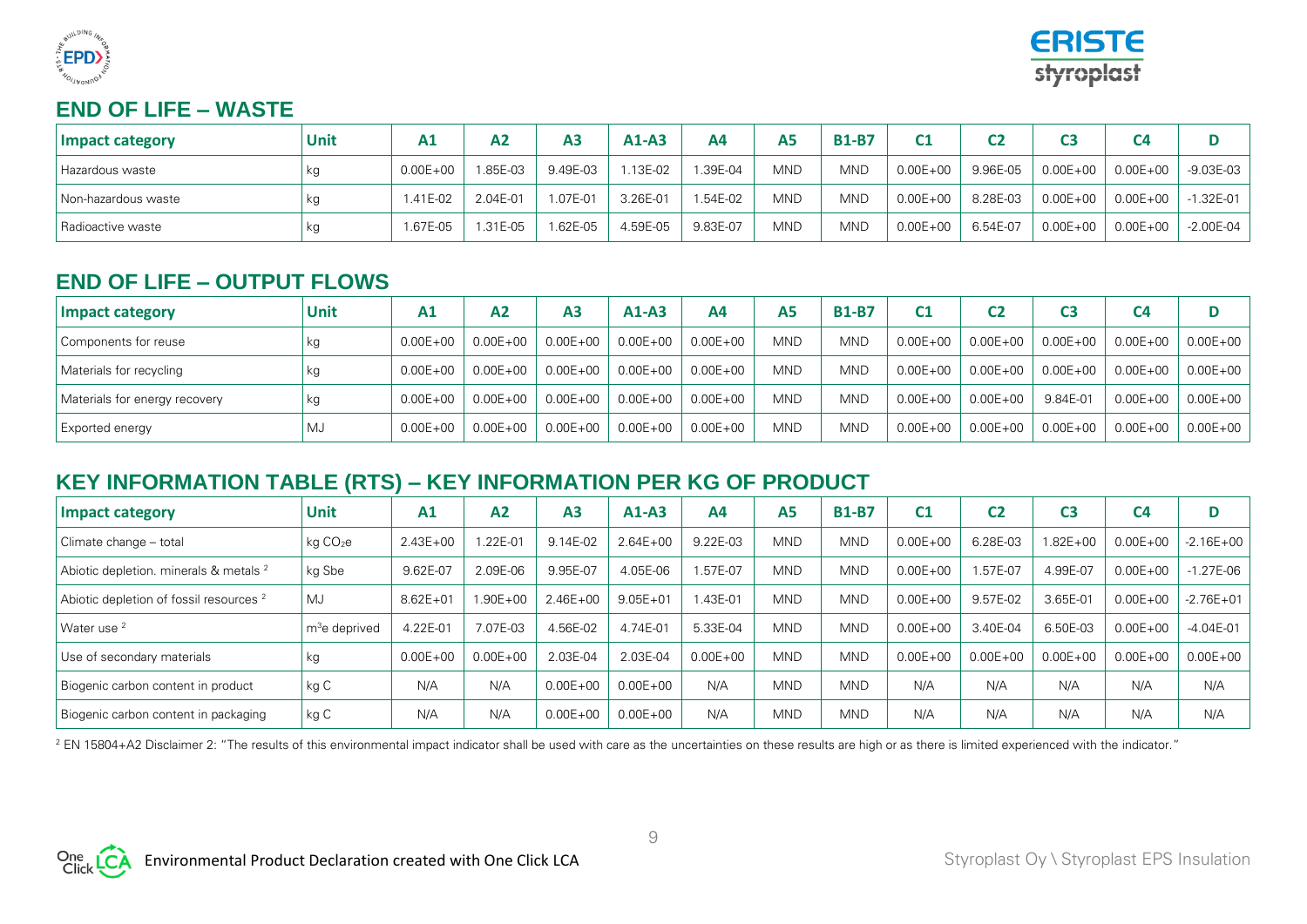## END OF LIFE – WASTE

| Impact category | Unit | A1 | A2 | A3 | A1-A3 | A4 | A5 | B1-B7 | C1 | C2 | C3 | C4 | D |
|---|---|---|---|---|---|---|---|---|---|---|---|---|---|
| Hazardous waste | kg | 0.00E+00 | 1.85E-03 | 9.49E-03 | 1.13E-02 | 1.39E-04 | MND | MND | 0.00E+00 | 9.96E-05 | 0.00E+00 | 0.00E+00 | -9.03E-03 |
| Non-hazardous waste | kg | 1.41E-02 | 2.04E-01 | 1.07E-01 | 3.26E-01 | 1.54E-02 | MND | MND | 0.00E+00 | 8.28E-03 | 0.00E+00 | 0.00E+00 | -1.32E-01 |
| Radioactive waste | kg | 1.67E-05 | 1.31E-05 | 1.62E-05 | 4.59E-05 | 9.83E-07 | MND | MND | 0.00E+00 | 6.54E-07 | 0.00E+00 | 0.00E+00 | -2.00E-04 |

## END OF LIFE – OUTPUT FLOWS

| Impact category | Unit | A1 | A2 | A3 | A1-A3 | A4 | A5 | B1-B7 | C1 | C2 | C3 | C4 | D |
|---|---|---|---|---|---|---|---|---|---|---|---|---|---|
| Components for reuse | kg | 0.00E+00 | 0.00E+00 | 0.00E+00 | 0.00E+00 | 0.00E+00 | MND | MND | 0.00E+00 | 0.00E+00 | 0.00E+00 | 0.00E+00 | 0.00E+00 |
| Materials for recycling | kg | 0.00E+00 | 0.00E+00 | 0.00E+00 | 0.00E+00 | 0.00E+00 | MND | MND | 0.00E+00 | 0.00E+00 | 0.00E+00 | 0.00E+00 | 0.00E+00 |
| Materials for energy recovery | kg | 0.00E+00 | 0.00E+00 | 0.00E+00 | 0.00E+00 | 0.00E+00 | MND | MND | 0.00E+00 | 0.00E+00 | 9.84E-01 | 0.00E+00 | 0.00E+00 |
| Exported energy | MJ | 0.00E+00 | 0.00E+00 | 0.00E+00 | 0.00E+00 | 0.00E+00 | MND | MND | 0.00E+00 | 0.00E+00 | 0.00E+00 | 0.00E+00 | 0.00E+00 |

## KEY INFORMATION TABLE (RTS) – KEY INFORMATION PER KG OF PRODUCT

| Impact category | Unit | A1 | A2 | A3 | A1-A3 | A4 | A5 | B1-B7 | C1 | C2 | C3 | C4 | D |
|---|---|---|---|---|---|---|---|---|---|---|---|---|---|
| Climate change – total | kg $CO_2e$ | 2.43E+00 | 1.22E-01 | 9.14E-02 | 2.64E+00 | 9.22E-03 | MND | MND | 0.00E+00 | 6.28E-03 | 1.82E+00 | 0.00E+00 | -2.16E+00 |
| Abiotic depletion. minerals & metals [2] | kg Sbe | 9.62E-07 | 2.09E-06 | 9.95E-07 | 4.05E-06 | 1.57E-07 | MND | MND | 0.00E+00 | 1.57E-07 | 4.99E-07 | 0.00E+00 | -1.27E-06 |
| Abiotic depletion of fossil resources [2] | MJ | 8.62E+01 | 1.90E+00 | 2.46E+00 | 9.05E+01 | 1.43E-01 | MND | MND | 0.00E+00 | 9.57E-02 | 3.65E-01 | 0.00E+00 | -2.76E+01 |
| Water use [2] | $m^3$e deprived | 4.22E-01 | 7.07E-03 | 4.56E-02 | 4.74E-01 | 5.33E-04 | MND | MND | 0.00E+00 | 3.40E-04 | 6.50E-03 | 0.00E+00 | -4.04E-01 |
| Use of secondary materials | kg | 0.00E+00 | 0.00E+00 | 2.03E-04 | 2.03E-04 | 0.00E+00 | MND | MND | 0.00E+00 | 0.00E+00 | 0.00E+00 | 0.00E+00 | 0.00E+00 |
| Biogenic carbon content in product | kg C | N/A | N/A | 0.00E+00 | 0.00E+00 | N/A | MND | MND | N/A | N/A | N/A | N/A | N/A |
| Biogenic carbon content in packaging | kg C | N/A | N/A | 0.00E+00 | 0.00E+00 | N/A | MND | MND | N/A | N/A | N/A | N/A | N/A |

[2] EN 15804+A2 Disclaimer 2: "The results of this environmental impact indicator shall be used with care as the uncertainties on these results are high or as there is limited experienced with the indicator."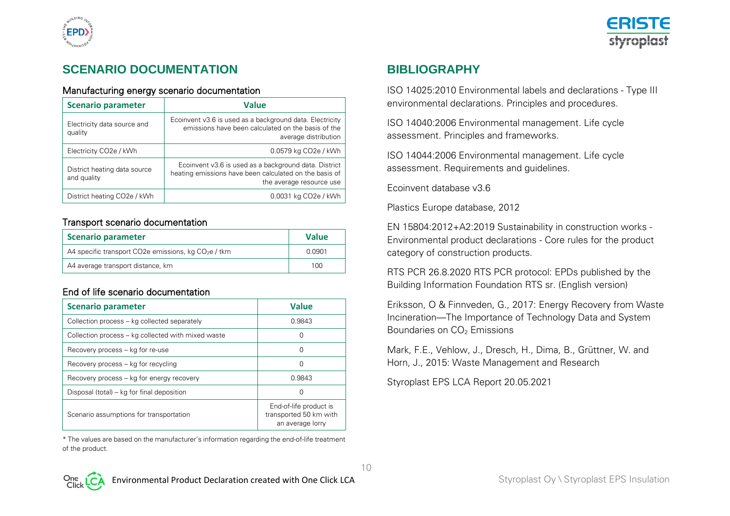## SCENARIO DOCUMENTATION

### Manufacturing energy scenario documentation

| Scenario parameter | Value |
| --- | --- |
| Electricity data source and quality | Ecoinvent v3.6 is used as a background data. Electricity emissions have been calculated on the basis of the average distribution |
| Electricity CO2e / kWh | 0.0579 kg CO2e / kWh |
| District heating data source and quality | Ecoinvent v3.6 is used as a background data. District heating emissions have been calculated on the basis of the average resource use |
| District heating CO2e / kWh | 0.0031 kg CO2e / kWh |

### Transport scenario documentation

| Scenario parameter | Value |
| --- | --- |
| A4 specific transport CO2e emissions, kg $CO_2$e / tkm | 0.0901 |
| A4 average transport distance, km | 100 |

### End of life scenario documentation

| Scenario parameter | Value |
| --- | --- |
| Collection process – kg collected separately | 0.9843 |
| Collection process – kg collected with mixed waste | 0 |
| Recovery process – kg for re-use | 0 |
| Recovery process – kg for recycling | 0 |
| Recovery process – kg for energy recovery | 0.9843 |
| Disposal (total) – kg for final deposition | 0 |
| Scenario assumptions for transportation | End-of-life product is transported 50 km with an average lorry |

* The values are based on the manufacturer's information regarding the end-of-life treatment of the product.

## BIBLIOGRAPHY

ISO 14025:2010 Environmental labels and declarations - Type III environmental declarations. Principles and procedures.

ISO 14040:2006 Environmental management. Life cycle assessment. Principles and frameworks.

ISO 14044:2006 Environmental management. Life cycle assessment. Requirements and guidelines.

Ecoinvent database v3.6

Plastics Europe database, 2012

EN 15804:2012+A2:2019 Sustainability in construction works - Environmental product declarations - Core rules for the product category of construction products.

RTS PCR 26.8.2020 RTS PCR protocol: EPDs published by the Building Information Foundation RTS sr. (English version)

Eriksson, O & Finnveden, G., 2017: Energy Recovery from Waste Incineration—The Importance of Technology Data and System Boundaries on $CO_2$ Emissions

Mark, F.E., Vehlow, J., Dresch, H., Dima, B., Grüttner, W. and Horn, J., 2015: Waste Management and Research

Styroplast EPS LCA Report 20.05.2021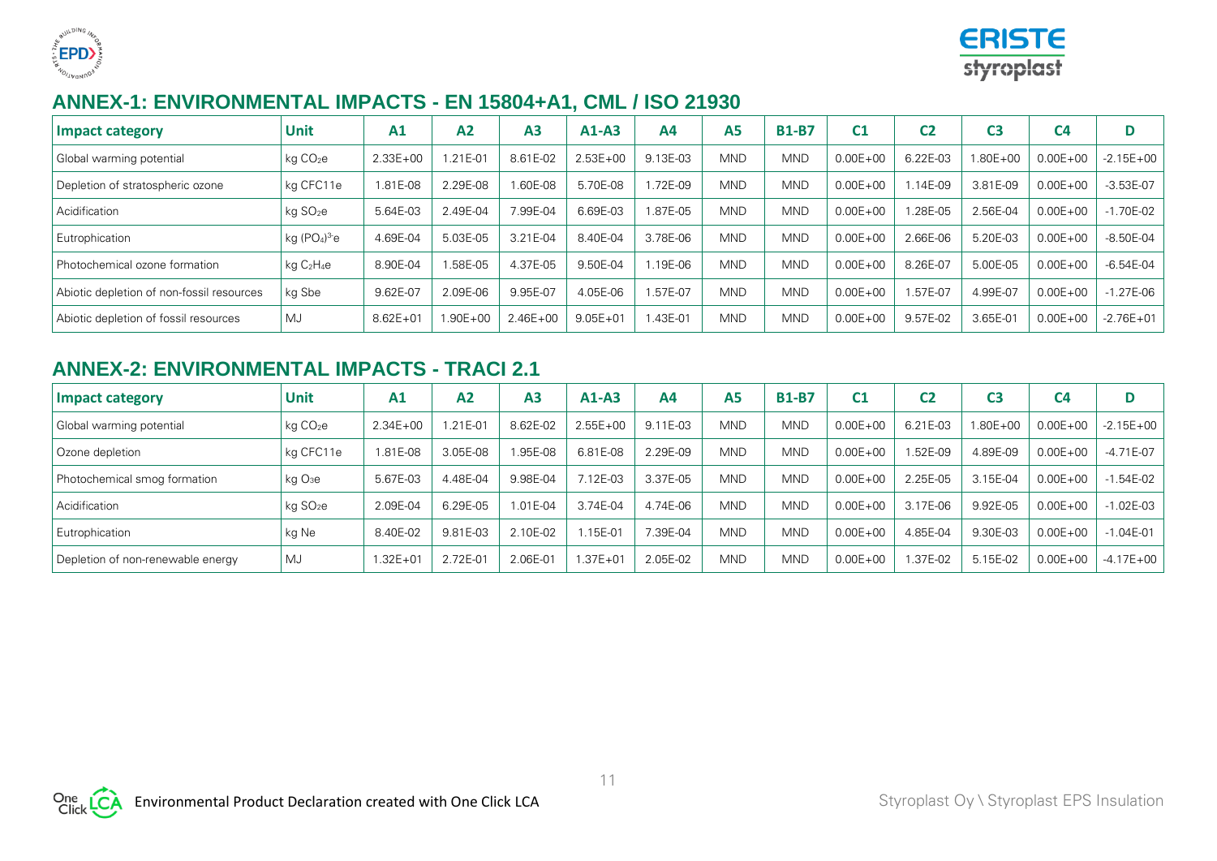## ANNEX-1: ENVIRONMENTAL IMPACTS - EN 15804+A1, CML / ISO 21930

| Impact category | Unit | A1 | A2 | A3 | A1-A3 | A4 | A5 | B1-B7 | C1 | C2 | C3 | C4 | D |
|---|---|---|---|---|---|---|---|---|---|---|---|---|---|
| Global warming potential | kg $CO_2e$ | 2.33E+00 | 1.21E-01 | 8.61E-02 | 2.53E+00 | 9.13E-03 | MND | MND | 0.00E+00 | 6.22E-03 | 1.80E+00 | 0.00E+00 | -2.15E+00 |
| Depletion of stratospheric ozone | kg CFC11e | 1.81E-08 | 2.29E-08 | 1.60E-08 | 5.70E-08 | 1.72E-09 | MND | MND | 0.00E+00 | 1.14E-09 | 3.81E-09 | 0.00E+00 | -3.53E-07 |
| Acidification | kg $SO_2e$ | 5.64E-03 | 2.49E-04 | 7.99E-04 | 6.69E-03 | 1.87E-05 | MND | MND | 0.00E+00 | 1.28E-05 | 2.56E-04 | 0.00E+00 | -1.70E-02 |
| Eutrophication | kg $(PO_4)^{3-}e$ | 4.69E-04 | 5.03E-05 | 3.21E-04 | 8.40E-04 | 3.78E-06 | MND | MND | 0.00E+00 | 2.66E-06 | 5.20E-03 | 0.00E+00 | -8.50E-04 |
| Photochemical ozone formation | kg $C_2H_4e$ | 8.90E-04 | 1.58E-05 | 4.37E-05 | 9.50E-04 | 1.19E-06 | MND | MND | 0.00E+00 | 8.26E-07 | 5.00E-05 | 0.00E+00 | -6.54E-04 |
| Abiotic depletion of non-fossil resources | kg Sbe | 9.62E-07 | 2.09E-06 | 9.95E-07 | 4.05E-06 | 1.57E-07 | MND | MND | 0.00E+00 | 1.57E-07 | 4.99E-07 | 0.00E+00 | -1.27E-06 |
| Abiotic depletion of fossil resources | MJ | 8.62E+01 | 1.90E+00 | 2.46E+00 | 9.05E+01 | 1.43E-01 | MND | MND | 0.00E+00 | 9.57E-02 | 3.65E-01 | 0.00E+00 | -2.76E+01 |

## ANNEX-2: ENVIRONMENTAL IMPACTS - TRACI 2.1

| Impact category | Unit | A1 | A2 | A3 | A1-A3 | A4 | A5 | B1-B7 | C1 | C2 | C3 | C4 | D |
|---|---|---|---|---|---|---|---|---|---|---|---|---|---|
| Global warming potential | kg $CO_2e$ | 2.34E+00 | 1.21E-01 | 8.62E-02 | 2.55E+00 | 9.11E-03 | MND | MND | 0.00E+00 | 6.21E-03 | 1.80E+00 | 0.00E+00 | -2.15E+00 |
| Ozone depletion | kg CFC11e | 1.81E-08 | 3.05E-08 | 1.95E-08 | 6.81E-08 | 2.29E-09 | MND | MND | 0.00E+00 | 1.52E-09 | 4.89E-09 | 0.00E+00 | -4.71E-07 |
| Photochemical smog formation | kg $O_3e$ | 5.67E-03 | 4.48E-04 | 9.98E-04 | 7.12E-03 | 3.37E-05 | MND | MND | 0.00E+00 | 2.25E-05 | 3.15E-04 | 0.00E+00 | -1.54E-02 |
| Acidification | kg $SO_2e$ | 2.09E-04 | 6.29E-05 | 1.01E-04 | 3.74E-04 | 4.74E-06 | MND | MND | 0.00E+00 | 3.17E-06 | 9.92E-05 | 0.00E+00 | -1.02E-03 |
| Eutrophication | kg Ne | 8.40E-02 | 9.81E-03 | 2.10E-02 | 1.15E-01 | 7.39E-04 | MND | MND | 0.00E+00 | 4.85E-04 | 9.30E-03 | 0.00E+00 | -1.04E-01 |
| Depletion of non-renewable energy | MJ | 1.32E+01 | 2.72E-01 | 2.06E-01 | 1.37E+01 | 2.05E-02 | MND | MND | 0.00E+00 | 1.37E-02 | 5.15E-02 | 0.00E+00 | -4.17E+00 |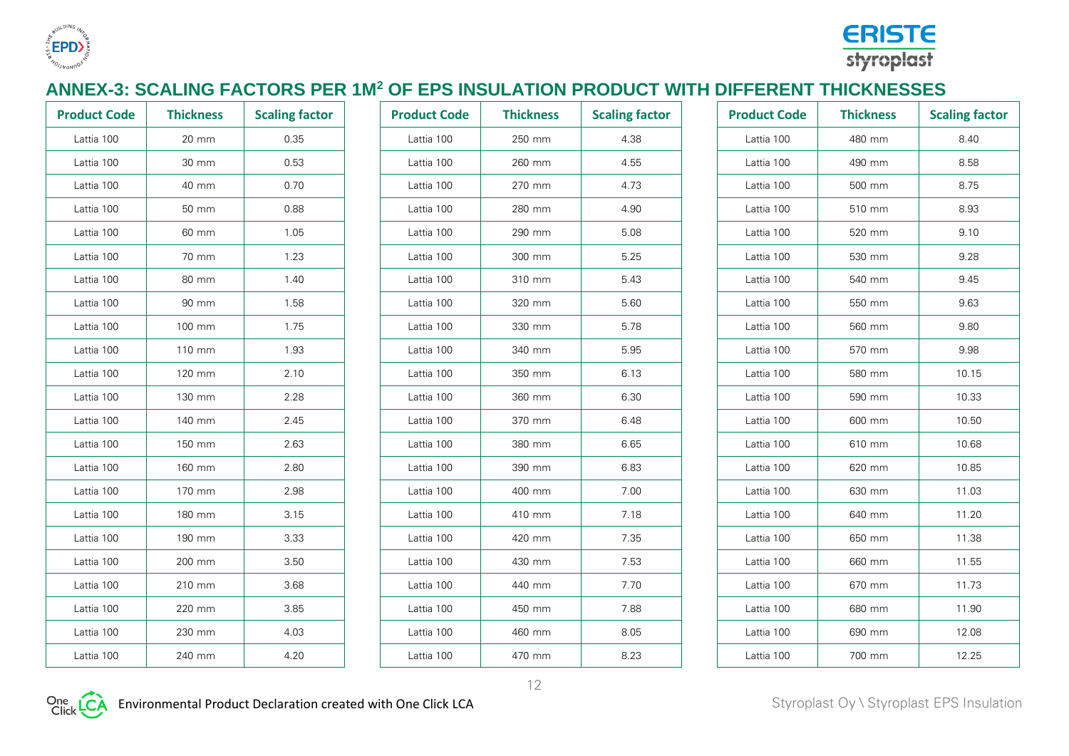## ANNEX-3: SCALING FACTORS PER 1M$^2$ OF EPS INSULATION PRODUCT WITH DIFFERENT THICKNESSES

| Product Code | Thickness | Scaling factor |
|---|---|---|
| Lattia 100 | 20 mm | 0.35 |
| Lattia 100 | 30 mm | 0.53 |
| Lattia 100 | 40 mm | 0.70 |
| Lattia 100 | 50 mm | 0.88 |
| Lattia 100 | 60 mm | 1.05 |
| Lattia 100 | 70 mm | 1.23 |
| Lattia 100 | 80 mm | 1.40 |
| Lattia 100 | 90 mm | 1.58 |
| Lattia 100 | 100 mm | 1.75 |
| Lattia 100 | 110 mm | 1.93 |
| Lattia 100 | 120 mm | 2.10 |
| Lattia 100 | 130 mm | 2.28 |
| Lattia 100 | 140 mm | 2.45 |
| Lattia 100 | 150 mm | 2.63 |
| Lattia 100 | 160 mm | 2.80 |
| Lattia 100 | 170 mm | 2.98 |
| Lattia 100 | 180 mm | 3.15 |
| Lattia 100 | 190 mm | 3.33 |
| Lattia 100 | 200 mm | 3.50 |
| Lattia 100 | 210 mm | 3.68 |
| Lattia 100 | 220 mm | 3.85 |
| Lattia 100 | 230 mm | 4.03 |
| Lattia 100 | 240 mm | 4.20 |
| Lattia 100 | 250 mm | 4.38 |
| Lattia 100 | 260 mm | 4.55 |
| Lattia 100 | 270 mm | 4.73 |
| Lattia 100 | 280 mm | 4.90 |
| Lattia 100 | 290 mm | 5.08 |
| Lattia 100 | 300 mm | 5.25 |
| Lattia 100 | 310 mm | 5.43 |
| Lattia 100 | 320 mm | 5.60 |
| Lattia 100 | 330 mm | 5.78 |
| Lattia 100 | 340 mm | 5.95 |
| Lattia 100 | 350 mm | 6.13 |
| Lattia 100 | 360 mm | 6.30 |
| Lattia 100 | 370 mm | 6.48 |
| Lattia 100 | 380 mm | 6.65 |
| Lattia 100 | 390 mm | 6.83 |
| Lattia 100 | 400 mm | 7.00 |
| Lattia 100 | 410 mm | 7.18 |
| Lattia 100 | 420 mm | 7.35 |
| Lattia 100 | 430 mm | 7.53 |
| Lattia 100 | 440 mm | 7.70 |
| Lattia 100 | 450 mm | 7.88 |
| Lattia 100 | 460 mm | 8.05 |
| Lattia 100 | 470 mm | 8.23 |
| Lattia 100 | 480 mm | 8.40 |
| Lattia 100 | 490 mm | 8.58 |
| Lattia 100 | 500 mm | 8.75 |
| Lattia 100 | 510 mm | 8.93 |
| Lattia 100 | 520 mm | 9.10 |
| Lattia 100 | 530 mm | 9.28 |
| Lattia 100 | 540 mm | 9.45 |
| Lattia 100 | 550 mm | 9.63 |
| Lattia 100 | 560 mm | 9.80 |
| Lattia 100 | 570 mm | 9.98 |
| Lattia 100 | 580 mm | 10.15 |
| Lattia 100 | 590 mm | 10.33 |
| Lattia 100 | 600 mm | 10.50 |
| Lattia 100 | 610 mm | 10.68 |
| Lattia 100 | 620 mm | 10.85 |
| Lattia 100 | 630 mm | 11.03 |
| Lattia 100 | 640 mm | 11.20 |
| Lattia 100 | 650 mm | 11.38 |
| Lattia 100 | 660 mm | 11.55 |
| Lattia 100 | 670 mm | 11.73 |
| Lattia 100 | 680 mm | 11.90 |
| Lattia 100 | 690 mm | 12.08 |
| Lattia 100 | 700 mm | 12.25 |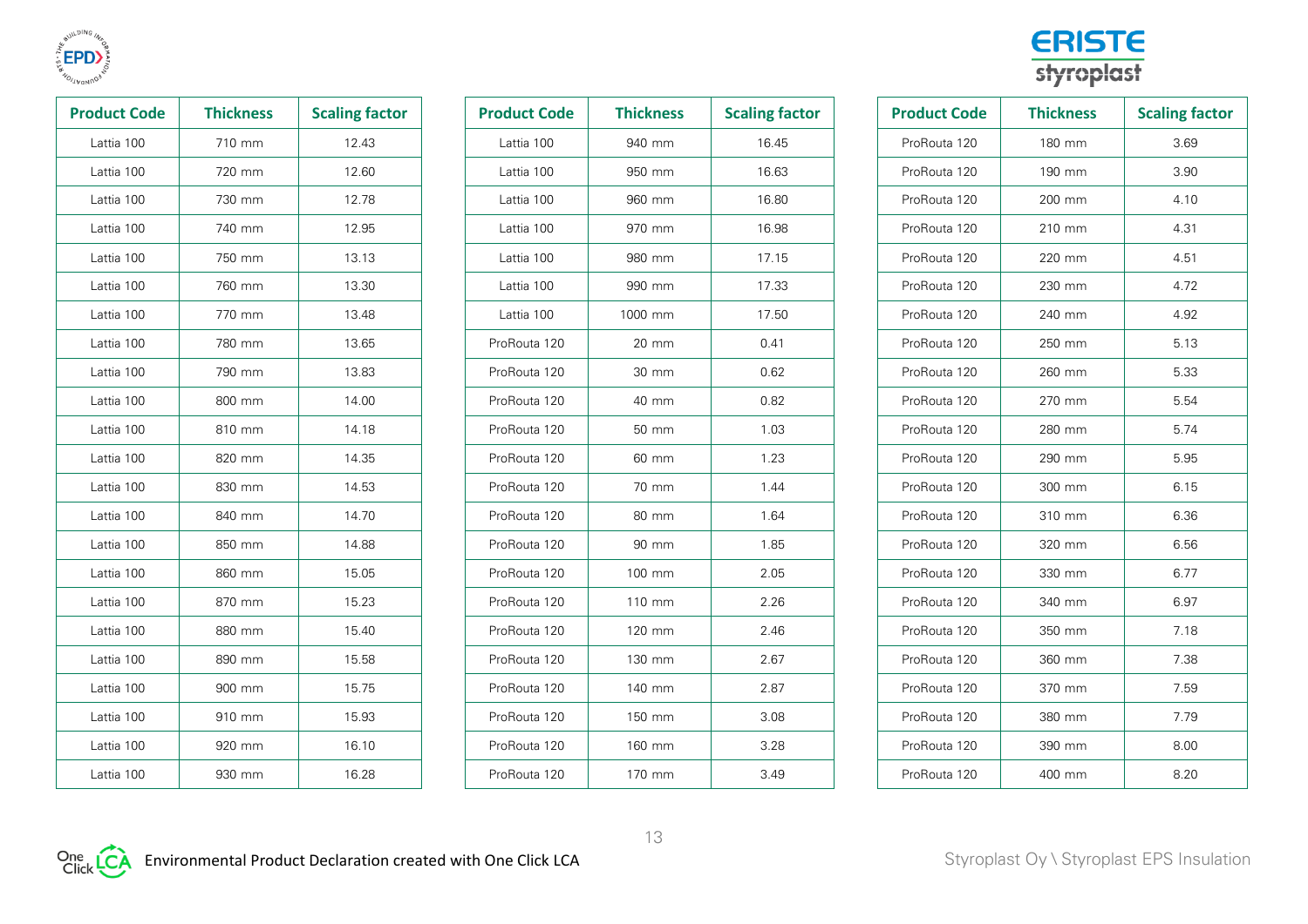| Product Code | Thickness | Scaling factor |
|---|---|---|
| Lattia 100 | 710 mm | 12.43 |
| Lattia 100 | 720 mm | 12.60 |
| Lattia 100 | 730 mm | 12.78 |
| Lattia 100 | 740 mm | 12.95 |
| Lattia 100 | 750 mm | 13.13 |
| Lattia 100 | 760 mm | 13.30 |
| Lattia 100 | 770 mm | 13.48 |
| Lattia 100 | 780 mm | 13.65 |
| Lattia 100 | 790 mm | 13.83 |
| Lattia 100 | 800 mm | 14.00 |
| Lattia 100 | 810 mm | 14.18 |
| Lattia 100 | 820 mm | 14.35 |
| Lattia 100 | 830 mm | 14.53 |
| Lattia 100 | 840 mm | 14.70 |
| Lattia 100 | 850 mm | 14.88 |
| Lattia 100 | 860 mm | 15.05 |
| Lattia 100 | 870 mm | 15.23 |
| Lattia 100 | 880 mm | 15.40 |
| Lattia 100 | 890 mm | 15.58 |
| Lattia 100 | 900 mm | 15.75 |
| Lattia 100 | 910 mm | 15.93 |
| Lattia 100 | 920 mm | 16.10 |
| Lattia 100 | 930 mm | 16.28 |

| Product Code | Thickness | Scaling factor |
|---|---|---|
| Lattia 100 | 940 mm | 16.45 |
| Lattia 100 | 950 mm | 16.63 |
| Lattia 100 | 960 mm | 16.80 |
| Lattia 100 | 970 mm | 16.98 |
| Lattia 100 | 980 mm | 17.15 |
| Lattia 100 | 990 mm | 17.33 |
| Lattia 100 | 1000 mm | 17.50 |
| ProRouta 120 | 20 mm | 0.41 |
| ProRouta 120 | 30 mm | 0.62 |
| ProRouta 120 | 40 mm | 0.82 |
| ProRouta 120 | 50 mm | 1.03 |
| ProRouta 120 | 60 mm | 1.23 |
| ProRouta 120 | 70 mm | 1.44 |
| ProRouta 120 | 80 mm | 1.64 |
| ProRouta 120 | 90 mm | 1.85 |
| ProRouta 120 | 100 mm | 2.05 |
| ProRouta 120 | 110 mm | 2.26 |
| ProRouta 120 | 120 mm | 2.46 |
| ProRouta 120 | 130 mm | 2.67 |
| ProRouta 120 | 140 mm | 2.87 |
| ProRouta 120 | 150 mm | 3.08 |
| ProRouta 120 | 160 mm | 3.28 |
| ProRouta 120 | 170 mm | 3.49 |

| Product Code | Thickness | Scaling factor |
|---|---|---|
| ProRouta 120 | 180 mm | 3.69 |
| ProRouta 120 | 190 mm | 3.90 |
| ProRouta 120 | 200 mm | 4.10 |
| ProRouta 120 | 210 mm | 4.31 |
| ProRouta 120 | 220 mm | 4.51 |
| ProRouta 120 | 230 mm | 4.72 |
| ProRouta 120 | 240 mm | 4.92 |
| ProRouta 120 | 250 mm | 5.13 |
| ProRouta 120 | 260 mm | 5.33 |
| ProRouta 120 | 270 mm | 5.54 |
| ProRouta 120 | 280 mm | 5.74 |
| ProRouta 120 | 290 mm | 5.95 |
| ProRouta 120 | 300 mm | 6.15 |
| ProRouta 120 | 310 mm | 6.36 |
| ProRouta 120 | 320 mm | 6.56 |
| ProRouta 120 | 330 mm | 6.77 |
| ProRouta 120 | 340 mm | 6.97 |
| ProRouta 120 | 350 mm | 7.18 |
| ProRouta 120 | 360 mm | 7.38 |
| ProRouta 120 | 370 mm | 7.59 |
| ProRouta 120 | 380 mm | 7.79 |
| ProRouta 120 | 390 mm | 8.00 |
| ProRouta 120 | 400 mm | 8.20 |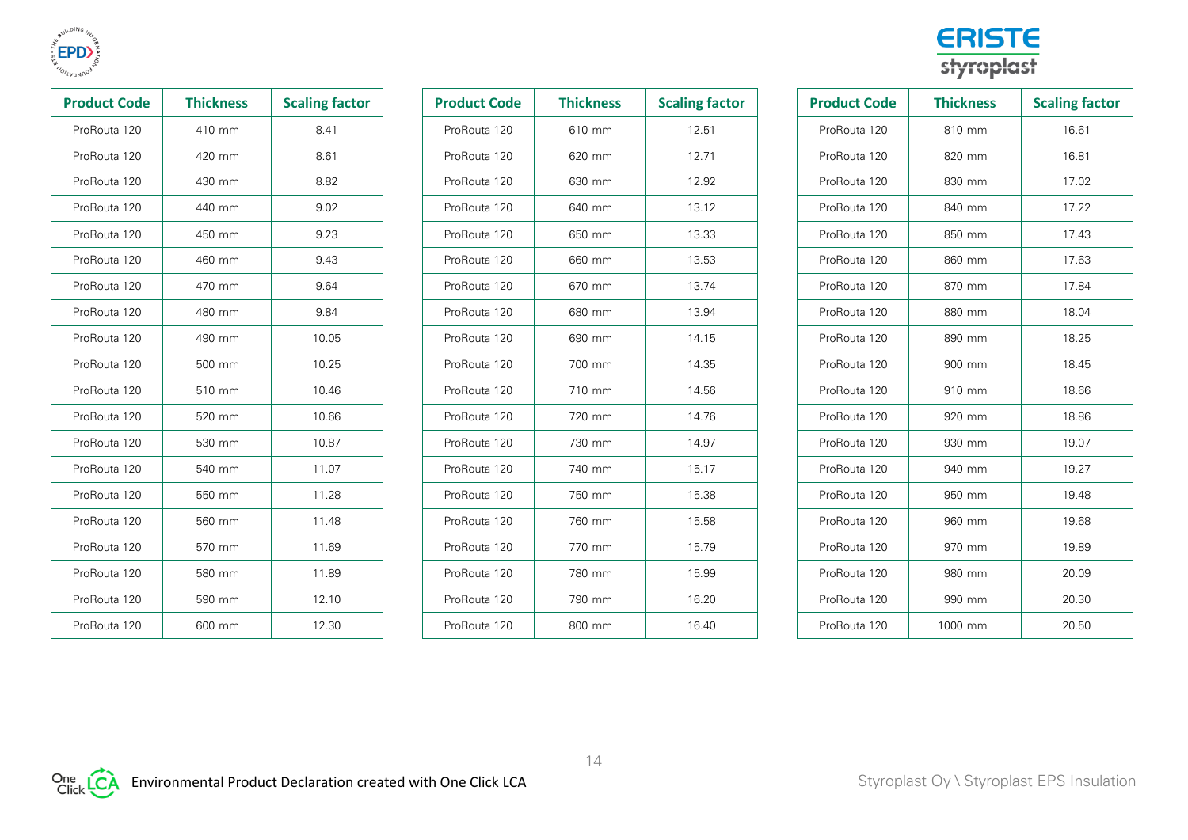| Product Code | Thickness | Scaling factor |
|---|---|---|
| ProRouta 120 | 410 mm | 8.41 |
| ProRouta 120 | 420 mm | 8.61 |
| ProRouta 120 | 430 mm | 8.82 |
| ProRouta 120 | 440 mm | 9.02 |
| ProRouta 120 | 450 mm | 9.23 |
| ProRouta 120 | 460 mm | 9.43 |
| ProRouta 120 | 470 mm | 9.64 |
| ProRouta 120 | 480 mm | 9.84 |
| ProRouta 120 | 490 mm | 10.05 |
| ProRouta 120 | 500 mm | 10.25 |
| ProRouta 120 | 510 mm | 10.46 |
| ProRouta 120 | 520 mm | 10.66 |
| ProRouta 120 | 530 mm | 10.87 |
| ProRouta 120 | 540 mm | 11.07 |
| ProRouta 120 | 550 mm | 11.28 |
| ProRouta 120 | 560 mm | 11.48 |
| ProRouta 120 | 570 mm | 11.69 |
| ProRouta 120 | 580 mm | 11.89 |
| ProRouta 120 | 590 mm | 12.10 |
| ProRouta 120 | 600 mm | 12.30 |

| Product Code | Thickness | Scaling factor |
|---|---|---|
| ProRouta 120 | 610 mm | 12.51 |
| ProRouta 120 | 620 mm | 12.71 |
| ProRouta 120 | 630 mm | 12.92 |
| ProRouta 120 | 640 mm | 13.12 |
| ProRouta 120 | 650 mm | 13.33 |
| ProRouta 120 | 660 mm | 13.53 |
| ProRouta 120 | 670 mm | 13.74 |
| ProRouta 120 | 680 mm | 13.94 |
| ProRouta 120 | 690 mm | 14.15 |
| ProRouta 120 | 700 mm | 14.35 |
| ProRouta 120 | 710 mm | 14.56 |
| ProRouta 120 | 720 mm | 14.76 |
| ProRouta 120 | 730 mm | 14.97 |
| ProRouta 120 | 740 mm | 15.17 |
| ProRouta 120 | 750 mm | 15.38 |
| ProRouta 120 | 760 mm | 15.58 |
| ProRouta 120 | 770 mm | 15.79 |
| ProRouta 120 | 780 mm | 15.99 |
| ProRouta 120 | 790 mm | 16.20 |
| ProRouta 120 | 800 mm | 16.40 |

| Product Code | Thickness | Scaling factor |
|---|---|---|
| ProRouta 120 | 810 mm | 16.61 |
| ProRouta 120 | 820 mm | 16.81 |
| ProRouta 120 | 830 mm | 17.02 |
| ProRouta 120 | 840 mm | 17.22 |
| ProRouta 120 | 850 mm | 17.43 |
| ProRouta 120 | 860 mm | 17.63 |
| ProRouta 120 | 870 mm | 17.84 |
| ProRouta 120 | 880 mm | 18.04 |
| ProRouta 120 | 890 mm | 18.25 |
| ProRouta 120 | 900 mm | 18.45 |
| ProRouta 120 | 910 mm | 18.66 |
| ProRouta 120 | 920 mm | 18.86 |
| ProRouta 120 | 930 mm | 19.07 |
| ProRouta 120 | 940 mm | 19.27 |
| ProRouta 120 | 950 mm | 19.48 |
| ProRouta 120 | 960 mm | 19.68 |
| ProRouta 120 | 970 mm | 19.89 |
| ProRouta 120 | 980 mm | 20.09 |
| ProRouta 120 | 990 mm | 20.30 |
| ProRouta 120 | 1000 mm | 20.50 |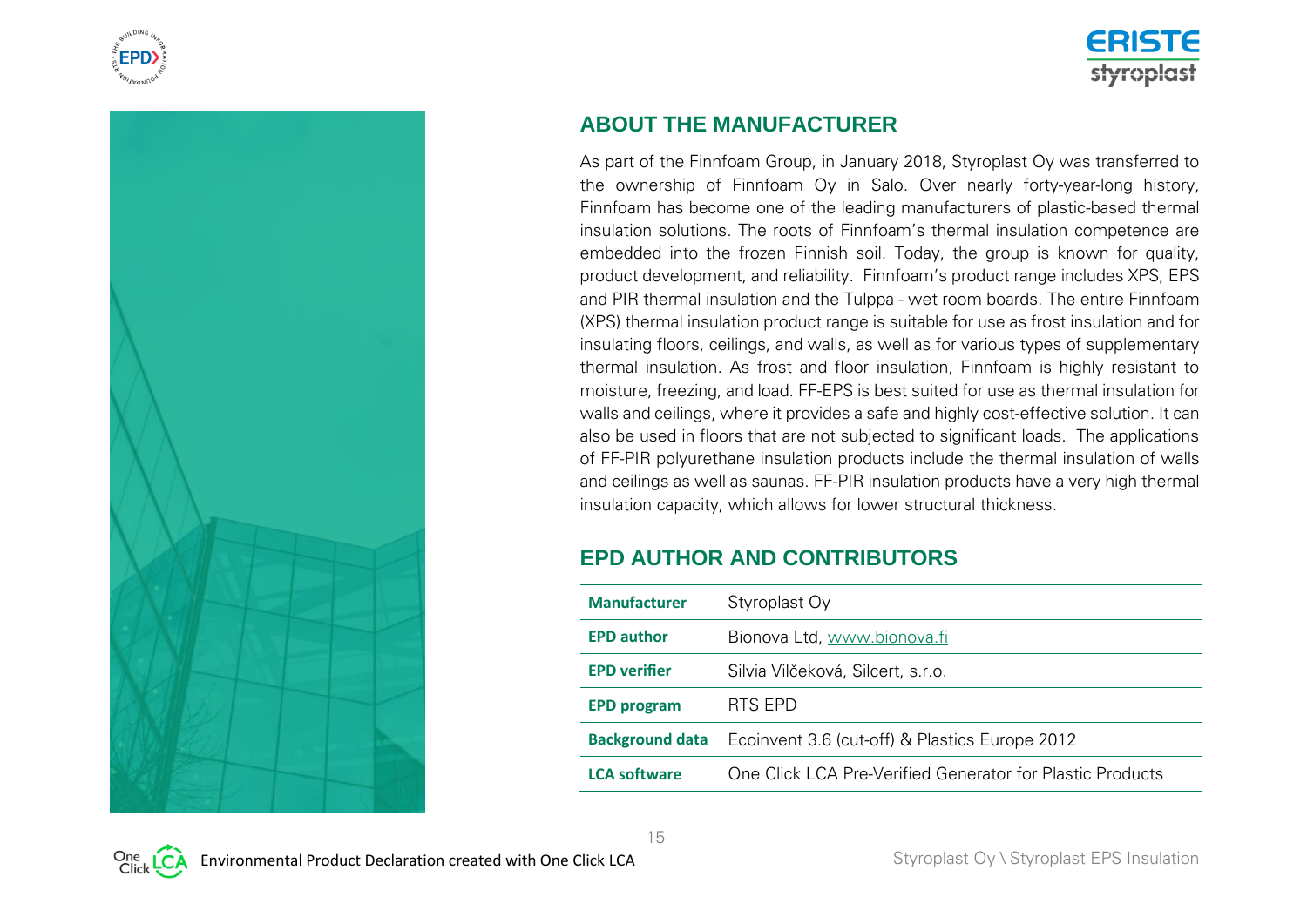## ABOUT THE MANUFACTURER

As part of the Finnfoam Group, in January 2018, Styroplast Oy was transferred to the ownership of Finnfoam Oy in Salo. Over nearly forty-year-long history, Finnfoam has become one of the leading manufacturers of plastic-based thermal insulation solutions. The roots of Finnfoam's thermal insulation competence are embedded into the frozen Finnish soil. Today, the group is known for quality, product development, and reliability. Finnfoam's product range includes XPS, EPS and PIR thermal insulation and the Tulppa - wet room boards. The entire Finnfoam (XPS) thermal insulation product range is suitable for use as frost insulation and for insulating floors, ceilings, and walls, as well as for various types of supplementary thermal insulation. As frost and floor insulation, Finnfoam is highly resistant to moisture, freezing, and load. FF-EPS is best suited for use as thermal insulation for walls and ceilings, where it provides a safe and highly cost-effective solution. It can also be used in floors that are not subjected to significant loads. The applications of FF-PIR polyurethane insulation products include the thermal insulation of walls and ceilings as well as saunas. FF-PIR insulation products have a very high thermal insulation capacity, which allows for lower structural thickness.

## EPD AUTHOR AND CONTRIBUTORS

| | |
|---|---|
| **Manufacturer** | Styroplast Oy |
| **EPD author** | Bionova Ltd, www.bionova.fi |
| **EPD verifier** | Silvia Vilčeková, Silcert, s.r.o. |
| **EPD program** | RTS EPD |
| **Background data** | Ecoinvent 3.6 (cut-off) & Plastics Europe 2012 |
| **LCA software** | One Click LCA Pre-Verified Generator for Plastic Products |